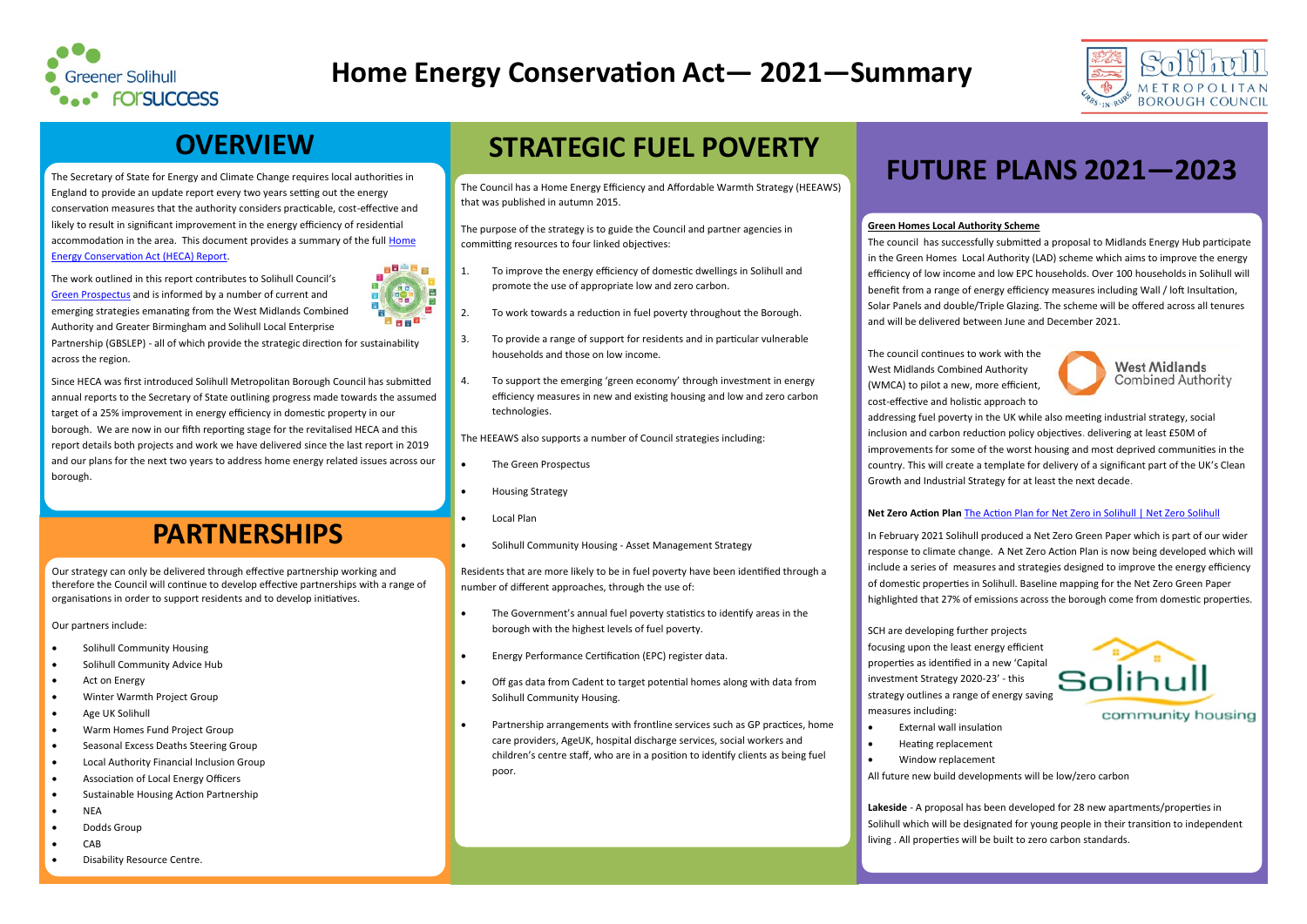# Home Energy Conservation Act— 2021—Summary

## OVERVIEW

The Secretary of State for Energy and Climate Change requires local authorities in England to provide an update report every two years setting out the energy conservation measures that the authority considers practicable, cost-effective and likely to result in significant improvement in the energy efficiency of residential accommodation in the area. This document provides a summary of the full Home Energy Conservation Act (HECA) Report.

The work outlined in this report contributes to Solihull Council's Green Prospectus and is informed by a number of current and emerging strategies emanating from the West Midlands Combined Authority and Greater Birmingham and Solihull Local Enterprise Partnership (GBSLEP) - all of which provide the strategic direction for sustainability across the region.

Since HECA was first introduced Solihull Metropolitan Borough Council has submitted annual reports to the Secretary of State outlining progress made towards the assumed target of a 25% improvement in energy efficiency in domestic property in our borough. We are now in our fifth reporting stage for the revitalised HECA and this report details both projects and work we have delivered since the last report in 2019 and our plans for the next two years to address home energy related issues across our borough.

## PARTNERSHIPS

Our strategy can only be delivered through effective partnership working and therefore the Council will continue to develop effective partnerships with a range of organisations in order to support residents and to develop initiatives.

Our partners include:

- Solihull Community Housing
- Solihull Community Advice Hub
- Act on Energy
- Winter Warmth Project Group
- Age UK Solihull
- Warm Homes Fund Project Group
- Seasonal Excess Deaths Steering Group
- Local Authority Financial Inclusion Group
- Association of Local Energy Officers
- Sustainable Housing Action Partnership
- NEA
- Dodds Group
- CAB
- Disability Resource Centre.

## STRATEGIC FUEL POVERTY

The Council has a Home Energy Efficiency and Affordable Warmth Strategy (HEEAWS) that was published in autumn 2015.

The purpose of the strategy is to guide the Council and partner agencies in committing resources to four linked objectives:

1. To improve the energy efficiency of domestic dwellings in Solihull and promote the use of appropriate low and zero carbon.
2. To work towards a reduction in fuel poverty throughout the Borough.
3. To provide a range of support for residents and in particular vulnerable households and those on low income.
4. To support the emerging 'green economy' through investment in energy efficiency measures in new and existing housing and low and zero carbon technologies.

The HEEAWS also supports a number of Council strategies including:

- The Green Prospectus
- Housing Strategy
- Local Plan
- Solihull Community Housing - Asset Management Strategy

Residents that are more likely to be in fuel poverty have been identified through a number of different approaches, through the use of:

- The Government's annual fuel poverty statistics to identify areas in the borough with the highest levels of fuel poverty.
- Energy Performance Certification (EPC) register data.
- Off gas data from Cadent to target potential homes along with data from Solihull Community Housing.
- Partnership arrangements with frontline services such as GP practices, home care providers, AgeUK, hospital discharge services, social workers and children's centre staff, who are in a position to identify clients as being fuel poor.

## FUTURE PLANS 2021—2023

**Green Homes Local Authority Scheme**

The council has successfully submitted a proposal to Midlands Energy Hub participate in the Green Homes Local Authority (LAD) scheme which aims to improve the energy efficiency of low income and low EPC households. Over 100 households in Solihull will benefit from a range of energy efficiency measures including Wall / loft Insultation, Solar Panels and double/Triple Glazing. The scheme will be offered across all tenures and will be delivered between June and December 2021.

The council continues to work with the West Midlands Combined Authority (WMCA) to pilot a new, more efficient, cost-effective and holistic approach to addressing fuel poverty in the UK while also meeting industrial strategy, social inclusion and carbon reduction policy objectives. delivering at least £50M of improvements for some of the worst housing and most deprived communities in the country. This will create a template for delivery of a significant part of the UK's Clean Growth and Industrial Strategy for at least the next decade.

**Net Zero Action Plan** The Action Plan for Net Zero in Solihull | Net Zero Solihull

In February 2021 Solihull produced a Net Zero Green Paper which is part of our wider response to climate change. A Net Zero Action Plan is now being developed which will include a series of measures and strategies designed to improve the energy efficiency of domestic properties in Solihull. Baseline mapping for the Net Zero Green Paper highlighted that 27% of emissions across the borough come from domestic properties.

SCH are developing further projects focusing upon the least energy efficient properties as identified in a new 'Capital investment Strategy 2020-23' - this strategy outlines a range of energy saving measures including:

- External wall insulation
- Heating replacement
- Window replacement

All future new build developments will be low/zero carbon

**Lakeside** - A proposal has been developed for 28 new apartments/properties in Solihull which will be designated for young people in their transition to independent living . All properties will be built to zero carbon standards.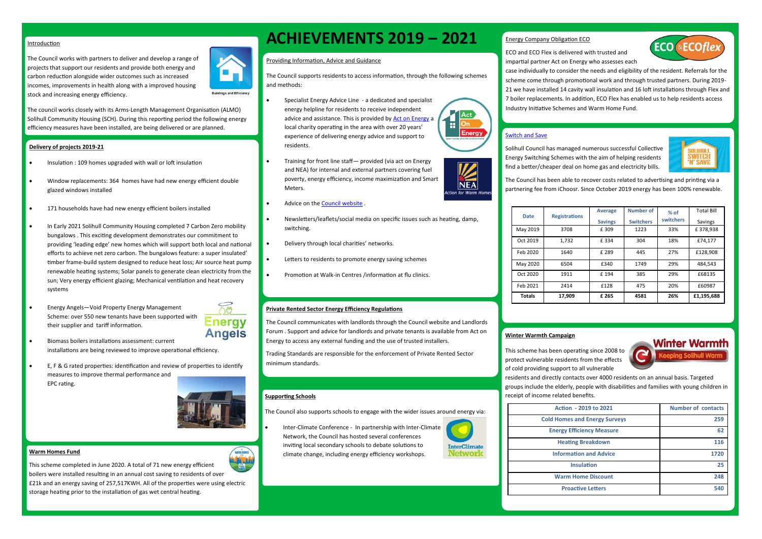# ACHIEVEMENTS 2019 – 2021

## Introduction

The Council works with partners to deliver and develop a range of projects that support our residents and provide both energy and carbon reduction alongside wider outcomes such as increased incomes, improvements in health along with a improved housing stock and increasing energy efficiency.

Buildings and Efficiency

The council works closely with its Arms-Length Management Organisation (ALMO) Solihull Community Housing (SCH). During this reporting period the following energy efficiency measures have been installed, are being delivered or are planned.

## Delivery of projects 2019-21

- Insulation : 109 homes upgraded with wall or loft insulation
- Window replacements: 364 homes have had new energy efficient double glazed windows installed
- 171 households have had new energy efficient boilers installed
- In Early 2021 Solihull Community Housing completed 7 Carbon Zero mobility bungalows . This exciting development demonstrates our commitment to providing 'leading edge' new homes which will support both local and national efforts to achieve net zero carbon. The bungalows feature: a super insulated' timber frame-build system designed to reduce heat loss; Air source heat pump renewable heating systems; Solar panels to generate clean electricity from the sun; Very energy efficient glazing; Mechanical ventilation and heat recovery systems
- Energy Angels—Void Property Energy Management Scheme: over 550 new tenants have been supported with their supplier and tariff information.
- Biomass boilers installations assessment: current installations are being reviewed to improve operational efficiency.
- E, F & G rated properties: identification and review of properties to identify measures to improve thermal performance and EPC rating.

## Warm Homes Fund

This scheme completed in June 2020. A total of 71 new energy efficient boilers were installed resulting in an annual cost saving to residents of over £21k and an energy saving of 257,517KWH. All of the properties were using electric storage heating prior to the installation of gas wet central heating.

## Providing Information, Advice and Guidance

The Council supports residents to access information, through the following schemes and methods:

- Specialist Energy Advice Line - a dedicated and specialist energy helpline for residents to receive independent advice and assistance. This is provided by Act on Energy a local charity operating in the area with over 20 years' experience of delivering energy advice and support to residents.
- Training for front line staff— provided (via act on Energy and NEA) for internal and external partners covering fuel poverty, energy efficiency, income maximization and Smart Meters.
- Advice on the Council website .
- Newsletters/leaflets/social media on specific issues such as heating, damp, swelling.
- Delivery through local charities' networks.
- Letters to residents to promote energy saving schemes
- Promotion at Walk-in Centres /information at flu clinics.

## Private Rented Sector Energy Efficiency Regulations

The Council communicates with landlords through the Council website and Landlords Forum . Support and advice for landlords and private tenants is available from Act on Energy to access any external funding and the use of trusted installers.

Trading Standards are responsible for the enforcement of Private Rented Sector minimum standards.

## Supporting Schools

The Council also supports schools to engage with the wider issues around energy via:

- Inter-Climate Conference - In partnership with Inter-Climate Network, the Council has hosted several conferences inviting local secondary schools to debate solutions to climate change, including energy efficiency workshops.

## Energy Company Obligation ECO

ECO and ECO Flex is delivered with trusted and impartial partner Act on Energy who assesses each case individually to consider the needs and eligibility of the resident. Referrals for the scheme come through promotional work and through trusted partners. During 2019-21 we have installed 14 cavity wall insulation and 16 loft installations through Flex and 7 boiler replacements. In addition, ECO Flex has enabled us to help residents access Industry Initiative Schemes and Warm Home Fund.

## Switch and Save

Solihull Council has managed numerous successful Collective Energy Switching Schemes with the aim of helping residents find a better/cheaper deal on home gas and electricity bills.

The Council has been able to recover costs related to advertising and printing via a partnering fee from iChoosr. Since October 2019 energy has been 100% renewable.

| Date | Registrations | Average Savings | Number of Switchers | % of switchers | Total Bill Savings |
|---|---|---|---|---|---|
| May 2019 | 3708 | £ 309 | 1223 | 33% | £ 378,938 |
| Oct 2019 | 1,732 | £ 334 | 304 | 18% | £74,177 |
| Feb 2020 | 1640 | £ 289 | 445 | 27% | £128,908 |
| May 2020 | 6504 | £340 | 1749 | 29% | 484,543 |
| Oct 2020 | 1911 | £ 194 | 385 | 29% | £68135 |
| Feb 2021 | 2414 | £128 | 475 | 20% | £60987 |
| **Totals** | **17,909** | **£ 265** | **4581** | **26%** | **£1,195,688** |

## Winter Warmth Campaign

This scheme has been operating since 2008 to protect vulnerable residents from the effects of cold providing support to all vulnerable residents and directly contacts over 4000 residents on an annual basis. Targeted groups include the elderly, people with disabilities and families with young children in receipt of income related benefits.

| Action - 2019 to 2021 | Number of contacts |
|---|---|
| Cold Homes and Energy Surveys | 259 |
| Energy Efficiency Measure | 62 |
| Heating Breakdown | 116 |
| Information and Advice | 1720 |
| Insulation | 25 |
| Warm Home Discount | 248 |
| Proactive Letters | 540 |